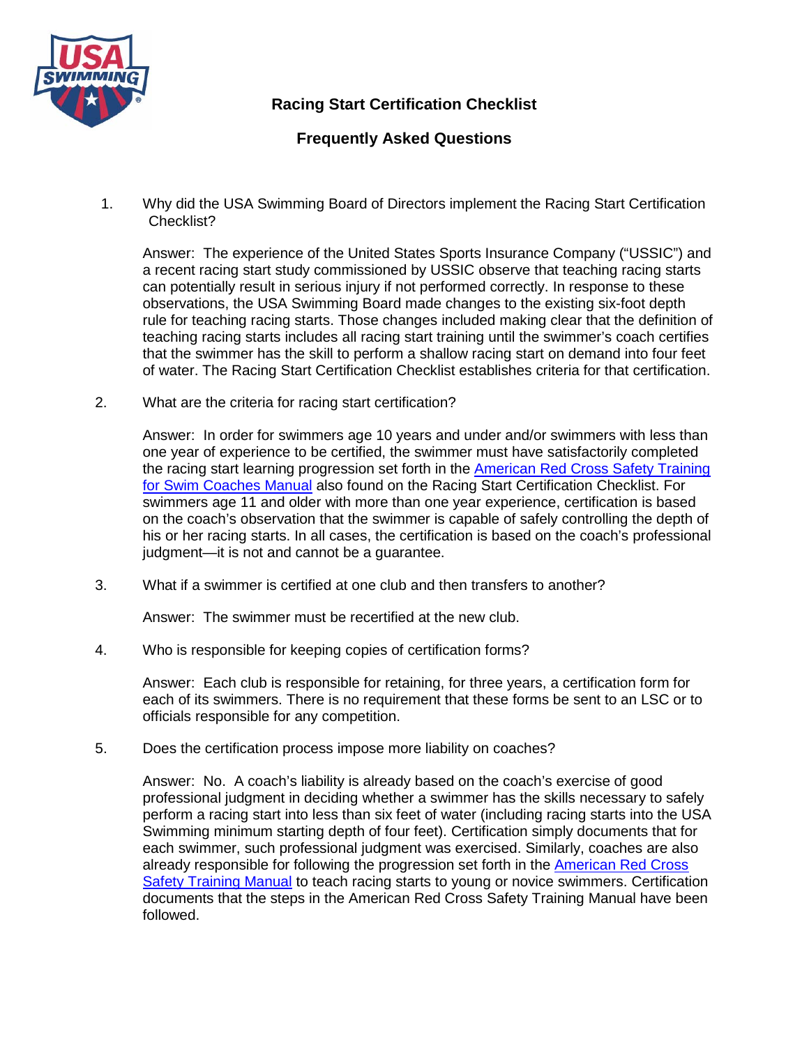# Racing Start Certification Checklist

## Frequently Asked Questions

1. Why did the USA Swimming Board of Directors implement the Racing Start Certification Checklist?

   Answer: The experience of the United States Sports Insurance Company ("USSIC") and a recent racing start study commissioned by USSIC observe that teaching racing starts can potentially result in serious injury if not performed correctly. In response to these observations, the USA Swimming Board made changes to the existing six-foot depth rule for teaching racing starts. Those changes included making clear that the definition of teaching racing starts includes all racing start training until the swimmer's coach certifies that the swimmer has the skill to perform a shallow racing start on demand into four feet of water. The Racing Start Certification Checklist establishes criteria for that certification.

2. What are the criteria for racing start certification?

   Answer: In order for swimmers age 10 years and under and/or swimmers with less than one year of experience to be certified, the swimmer must have satisfactorily completed the racing start learning progression set forth in the American Red Cross Safety Training for Swim Coaches Manual also found on the Racing Start Certification Checklist. For swimmers age 11 and older with more than one year experience, certification is based on the coach's observation that the swimmer is capable of safely controlling the depth of his or her racing starts. In all cases, the certification is based on the coach's professional judgment—it is not and cannot be a guarantee.

3. What if a swimmer is certified at one club and then transfers to another?

   Answer: The swimmer must be recertified at the new club.

4. Who is responsible for keeping copies of certification forms?

   Answer: Each club is responsible for retaining, for three years, a certification form for each of its swimmers. There is no requirement that these forms be sent to an LSC or to officials responsible for any competition.

5. Does the certification process impose more liability on coaches?

   Answer: No. A coach's liability is already based on the coach's exercise of good professional judgment in deciding whether a swimmer has the skills necessary to safely perform a racing start into less than six feet of water (including racing starts into the USA Swimming minimum starting depth of four feet). Certification simply documents that for each swimmer, such professional judgment was exercised. Similarly, coaches are also already responsible for following the progression set forth in the American Red Cross Safety Training Manual to teach racing starts to young or novice swimmers. Certification documents that the steps in the American Red Cross Safety Training Manual have been followed.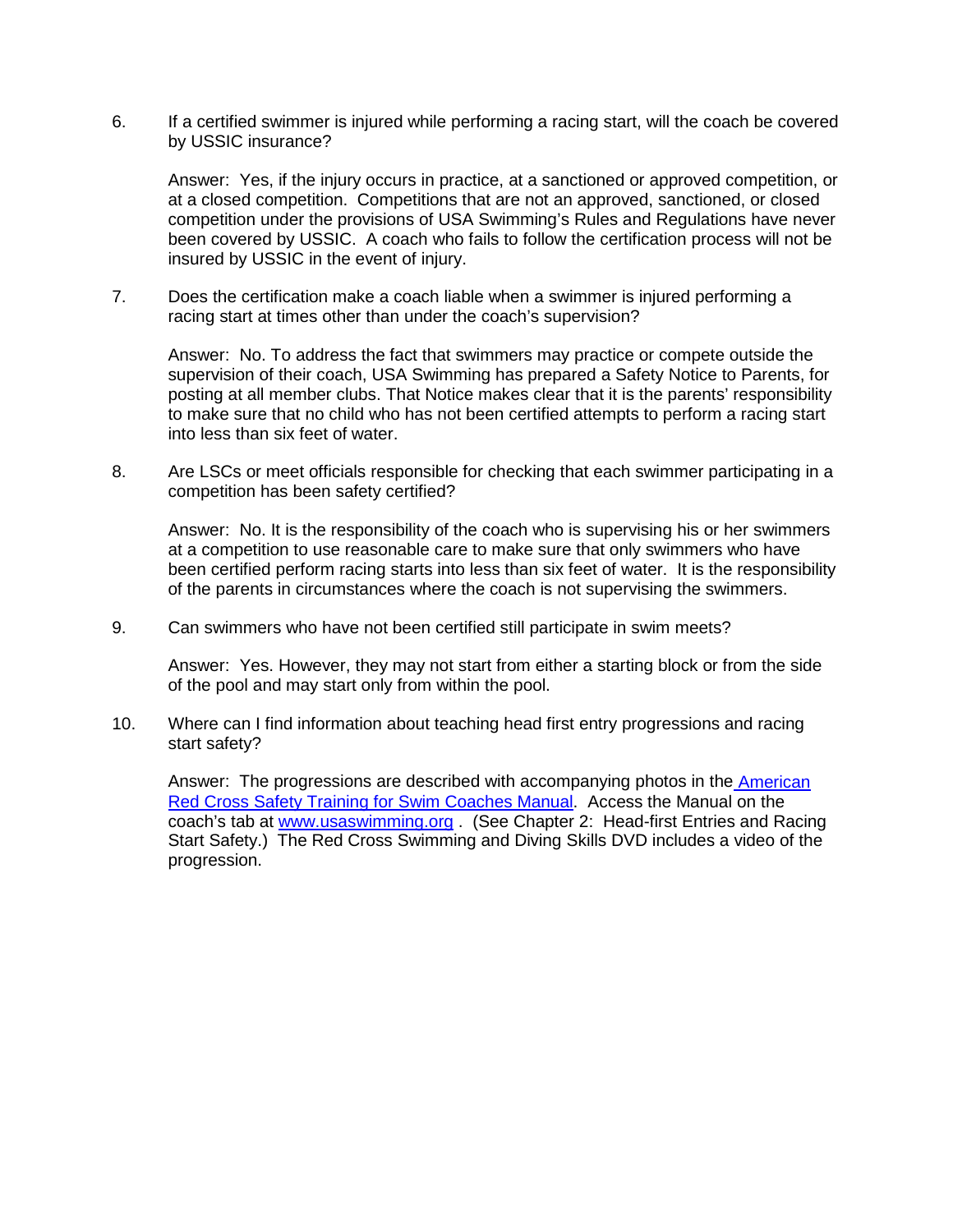6. If a certified swimmer is injured while performing a racing start, will the coach be covered by USSIC insurance?

   Answer: Yes, if the injury occurs in practice, at a sanctioned or approved competition, or at a closed competition. Competitions that are not an approved, sanctioned, or closed competition under the provisions of USA Swimming's Rules and Regulations have never been covered by USSIC. A coach who fails to follow the certification process will not be insured by USSIC in the event of injury.

7. Does the certification make a coach liable when a swimmer is injured performing a racing start at times other than under the coach's supervision?

   Answer: No. To address the fact that swimmers may practice or compete outside the supervision of their coach, USA Swimming has prepared a Safety Notice to Parents, for posting at all member clubs. That Notice makes clear that it is the parents' responsibility to make sure that no child who has not been certified attempts to perform a racing start into less than six feet of water.

8. Are LSCs or meet officials responsible for checking that each swimmer participating in a competition has been safety certified?

   Answer: No. It is the responsibility of the coach who is supervising his or her swimmers at a competition to use reasonable care to make sure that only swimmers who have been certified perform racing starts into less than six feet of water. It is the responsibility of the parents in circumstances where the coach is not supervising the swimmers.

9. Can swimmers who have not been certified still participate in swim meets?

   Answer: Yes. However, they may not start from either a starting block or from the side of the pool and may start only from within the pool.

10. Where can I find information about teaching head first entry progressions and racing start safety?

    Answer: The progressions are described with accompanying photos in the American Red Cross Safety Training for Swim Coaches Manual. Access the Manual on the coach's tab at www.usaswimming.org . (See Chapter 2: Head-first Entries and Racing Start Safety.) The Red Cross Swimming and Diving Skills DVD includes a video of the progression.